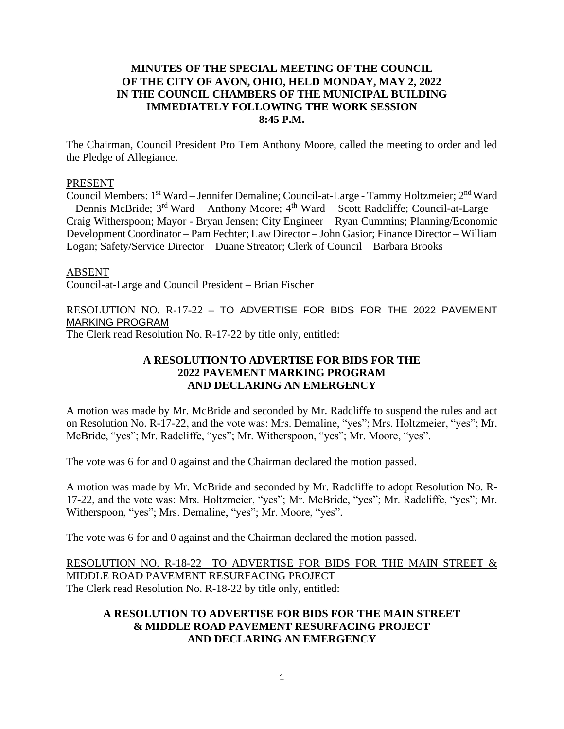# MINUTES OF THE SPECIAL MEETING OF THE COUNCIL OF THE CITY OF AVON, OHIO, HELD MONDAY, MAY 2, 2022 IN THE COUNCIL CHAMBERS OF THE MUNICIPAL BUILDING IMMEDIATELY FOLLOWING THE WORK SESSION 8:45 P.M.

The Chairman, Council President Pro Tem Anthony Moore, called the meeting to order and led the Pledge of Allegiance.

PRESENT

Council Members: 1st Ward – Jennifer Demaline; Council-at-Large - Tammy Holtzmeier; 2nd Ward – Dennis McBride; 3rd Ward – Anthony Moore; 4th Ward – Scott Radcliffe; Council-at-Large – Craig Witherspoon; Mayor - Bryan Jensen; City Engineer – Ryan Cummins; Planning/Economic Development Coordinator – Pam Fechter; Law Director – John Gasior; Finance Director – William Logan; Safety/Service Director – Duane Streator; Clerk of Council – Barbara Brooks

ABSENT

Council-at-Large and Council President – Brian Fischer

RESOLUTION NO. R-17-22 – TO ADVERTISE FOR BIDS FOR THE 2022 PAVEMENT MARKING PROGRAM

The Clerk read Resolution No. R-17-22 by title only, entitled:

**A RESOLUTION TO ADVERTISE FOR BIDS FOR THE 2022 PAVEMENT MARKING PROGRAM AND DECLARING AN EMERGENCY**

A motion was made by Mr. McBride and seconded by Mr. Radcliffe to suspend the rules and act on Resolution No. R-17-22, and the vote was: Mrs. Demaline, "yes"; Mrs. Holtzmeier, "yes"; Mr. McBride, "yes"; Mr. Radcliffe, "yes"; Mr. Witherspoon, "yes"; Mr. Moore, "yes".

The vote was 6 for and 0 against and the Chairman declared the motion passed.

A motion was made by Mr. McBride and seconded by Mr. Radcliffe to adopt Resolution No. R-17-22, and the vote was: Mrs. Holtzmeier, "yes"; Mr. McBride, "yes"; Mr. Radcliffe, "yes"; Mr. Witherspoon, "yes"; Mrs. Demaline, "yes"; Mr. Moore, "yes".

The vote was 6 for and 0 against and the Chairman declared the motion passed.

RESOLUTION NO. R-18-22 –TO ADVERTISE FOR BIDS FOR THE MAIN STREET & MIDDLE ROAD PAVEMENT RESURFACING PROJECT

The Clerk read Resolution No. R-18-22 by title only, entitled:

**A RESOLUTION TO ADVERTISE FOR BIDS FOR THE MAIN STREET & MIDDLE ROAD PAVEMENT RESURFACING PROJECT AND DECLARING AN EMERGENCY**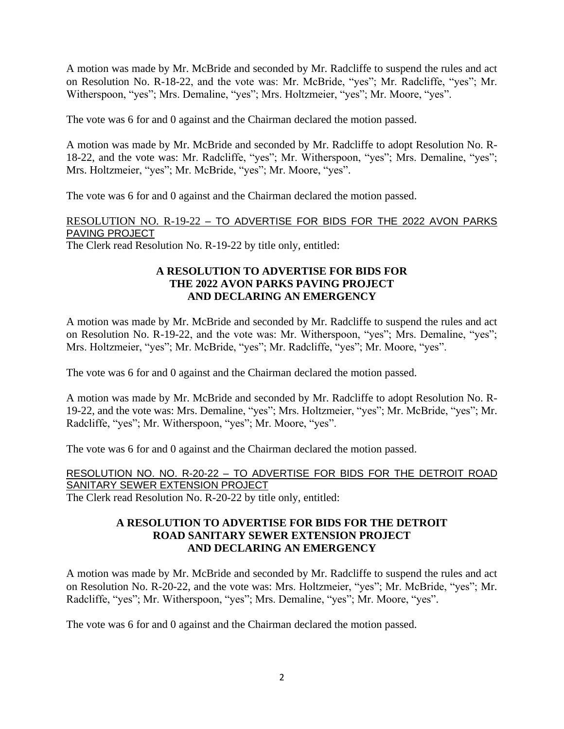A motion was made by Mr. McBride and seconded by Mr. Radcliffe to suspend the rules and act on Resolution No. R-18-22, and the vote was: Mr. McBride, "yes"; Mr. Radcliffe, "yes"; Mr. Witherspoon, "yes"; Mrs. Demaline, "yes"; Mrs. Holtzmeier, "yes"; Mr. Moore, "yes".

The vote was 6 for and 0 against and the Chairman declared the motion passed.

A motion was made by Mr. McBride and seconded by Mr. Radcliffe to adopt Resolution No. R-18-22, and the vote was: Mr. Radcliffe, "yes"; Mr. Witherspoon, "yes"; Mrs. Demaline, "yes"; Mrs. Holtzmeier, "yes"; Mr. McBride, "yes"; Mr. Moore, "yes".

The vote was 6 for and 0 against and the Chairman declared the motion passed.

RESOLUTION NO. R-19-22 – TO ADVERTISE FOR BIDS FOR THE 2022 AVON PARKS PAVING PROJECT

The Clerk read Resolution No. R-19-22 by title only, entitled:

**A RESOLUTION TO ADVERTISE FOR BIDS FOR THE 2022 AVON PARKS PAVING PROJECT AND DECLARING AN EMERGENCY**

A motion was made by Mr. McBride and seconded by Mr. Radcliffe to suspend the rules and act on Resolution No. R-19-22, and the vote was: Mr. Witherspoon, "yes"; Mrs. Demaline, "yes"; Mrs. Holtzmeier, "yes"; Mr. McBride, "yes"; Mr. Radcliffe, "yes"; Mr. Moore, "yes".

The vote was 6 for and 0 against and the Chairman declared the motion passed.

A motion was made by Mr. McBride and seconded by Mr. Radcliffe to adopt Resolution No. R-19-22, and the vote was: Mrs. Demaline, "yes"; Mrs. Holtzmeier, "yes"; Mr. McBride, "yes"; Mr. Radcliffe, "yes"; Mr. Witherspoon, "yes"; Mr. Moore, "yes".

The vote was 6 for and 0 against and the Chairman declared the motion passed.

RESOLUTION NO. NO. R-20-22 – TO ADVERTISE FOR BIDS FOR THE DETROIT ROAD SANITARY SEWER EXTENSION PROJECT

The Clerk read Resolution No. R-20-22 by title only, entitled:

**A RESOLUTION TO ADVERTISE FOR BIDS FOR THE DETROIT ROAD SANITARY SEWER EXTENSION PROJECT AND DECLARING AN EMERGENCY**

A motion was made by Mr. McBride and seconded by Mr. Radcliffe to suspend the rules and act on Resolution No. R-20-22, and the vote was: Mrs. Holtzmeier, "yes"; Mr. McBride, "yes"; Mr. Radcliffe, "yes"; Mr. Witherspoon, "yes"; Mrs. Demaline, "yes"; Mr. Moore, "yes".

The vote was 6 for and 0 against and the Chairman declared the motion passed.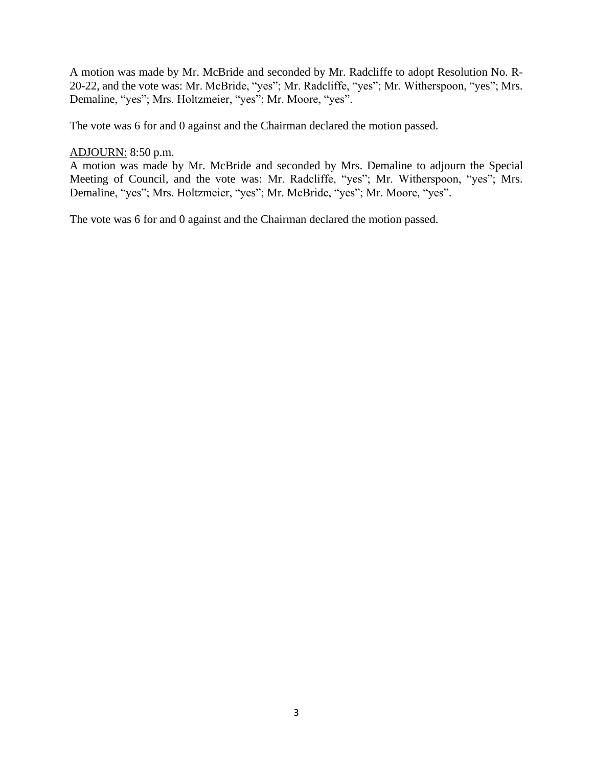A motion was made by Mr. McBride and seconded by Mr. Radcliffe to adopt Resolution No. R-20-22, and the vote was: Mr. McBride, “yes”; Mr. Radcliffe, “yes”; Mr. Witherspoon, “yes”; Mrs. Demaline, “yes”; Mrs. Holtzmeier, “yes”; Mr. Moore, “yes”.

The vote was 6 for and 0 against and the Chairman declared the motion passed.

<u>ADJOURN:</u> 8:50 p.m.
A motion was made by Mr. McBride and seconded by Mrs. Demaline to adjourn the Special Meeting of Council, and the vote was: Mr. Radcliffe, “yes”; Mr. Witherspoon, “yes”; Mrs. Demaline, “yes”; Mrs. Holtzmeier, “yes”; Mr. McBride, “yes”; Mr. Moore, “yes”.

The vote was 6 for and 0 against and the Chairman declared the motion passed.